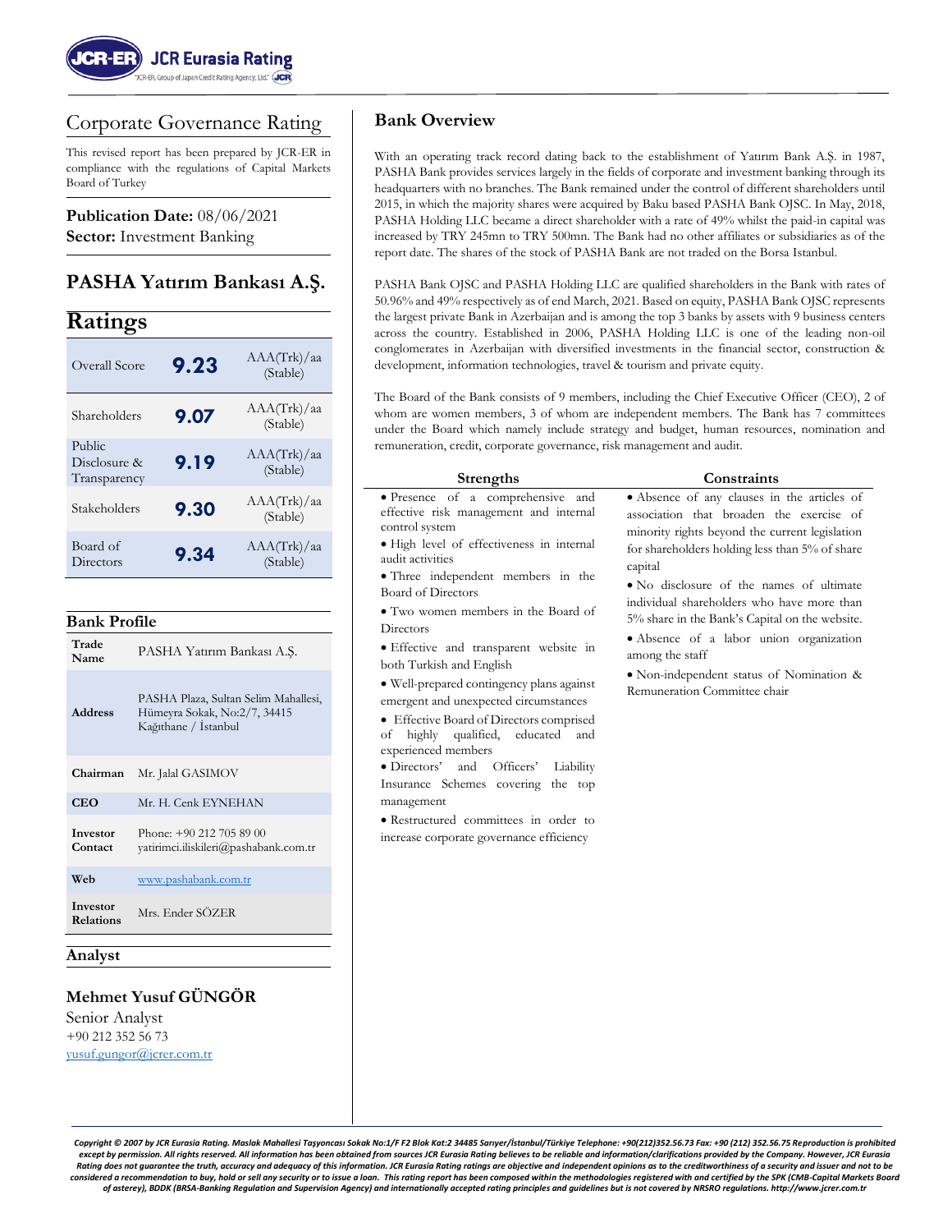# Corporate Governance Rating

This revised report has been prepared by JCR-ER in compliance with the regulations of Capital Markets Board of Turkey

**Publication Date:** 08/06/2021
**Sector:** Investment Banking

## PASHA Yatırım Bankası A.Ş.

## Ratings

| | | |
|---|---|---|
| Overall Score | **9.23** | AAA(Trk)/aa (Stable) |
| Shareholders | **9.07** | AAA(Trk)/aa (Stable) |
| Public Disclosure & Transparency | **9.19** | AAA(Trk)/aa (Stable) |
| Stakeholders | **9.30** | AAA(Trk)/aa (Stable) |
| Board of Directors | **9.34** | AAA(Trk)/aa (Stable) |

## Bank Profile

| | |
|---|---|
| **Trade Name** | PASHA Yatırım Bankası A.Ş. |
| **Address** | PASHA Plaza, Sultan Selim Mahallesi, Hümeyra Sokak, No:2/7, 34415 Kağıthane / İstanbul |
| **Chairman** | Mr. Jalal GASIMOV |
| **CEO** | Mr. H. Cenk EYNEHAN |
| **Investor Contact** | Phone: +90 212 705 89 00 yatirimci.iliskileri@pashabank.com.tr |
| **Web** | www.pashabank.com.tr |
| **Investor Relations** | Mrs. Ender SÖZER |

## Analyst

**Mehmet Yusuf GÜNGÖR**
Senior Analyst
+90 212 352 56 73
yusuf.gungor@jcrer.com.tr

## Bank Overview

With an operating track record dating back to the establishment of Yatırım Bank A.Ş. in 1987, PASHA Bank provides services largely in the fields of corporate and investment banking through its headquarters with no branches. The Bank remained under the control of different shareholders until 2015, in which the majority shares were acquired by Baku based PASHA Bank OJSC. In May, 2018, PASHA Holding LLC became a direct shareholder with a rate of 49% whilst the paid-in capital was increased by TRY 245mn to TRY 500mn. The Bank had no other affiliates or subsidiaries as of the report date. The shares of the stock of PASHA Bank are not traded on the Borsa Istanbul.

PASHA Bank OJSC and PASHA Holding LLC are qualified shareholders in the Bank with rates of 50.96% and 49% respectively as of end March, 2021. Based on equity, PASHA Bank OJSC represents the largest private Bank in Azerbaijan and is among the top 3 banks by assets with 9 business centers across the country. Established in 2006, PASHA Holding LLC is one of the leading non-oil conglomerates in Azerbaijan with diversified investments in the financial sector, construction & development, information technologies, travel & tourism and private equity.

The Board of the Bank consists of 9 members, including the Chief Executive Officer (CEO), 2 of whom are women members, 3 of whom are independent members. The Bank has 7 committees under the Board which namely include strategy and budget, human resources, nomination and remuneration, credit, corporate governance, risk management and audit.

| Strengths | Constraints |
|---|---|
| • Presence of a comprehensive and effective risk management and internal control system<br>• High level of effectiveness in internal audit activities<br>• Three independent members in the Board of Directors<br>• Two women members in the Board of Directors<br>• Effective and transparent website in both Turkish and English<br>• Well-prepared contingency plans against emergent and unexpected circumstances<br>• Effective Board of Directors comprised of highly qualified, educated and experienced members<br>• Directors' and Officers' Liability Insurance Schemes covering the top management<br>• Restructured committees in order to increase corporate governance efficiency | • Absence of any clauses in the articles of association that broaden the exercise of minority rights beyond the current legislation for shareholders holding less than 5% of share capital<br>• No disclosure of the names of ultimate individual shareholders who have more than 5% share in the Bank's Capital on the website.<br>• Absence of a labor union organization among the staff<br>• Non-independent status of Nomination & Remuneration Committee chair |

*Copyright © 2007 by JCR Eurasia Rating. Maslak Mahallesi Taşyoncası Sokak No:1/F F2 Blok Kat:2 34485 Sarıyer/İstanbul/Türkiye Telephone: +90(212)352.56.73 Fax: +90 (212) 352.56.75 Reproduction is prohibited except by permission. All rights reserved. All information has been obtained from sources JCR Eurasia Rating believes to be reliable and information/clarifications provided by the Company. However, JCR Eurasia Rating does not guarantee the truth, accuracy and adequacy of this information. JCR Eurasia Rating ratings are objective and independent opinions as to the creditworthiness of a security and issuer and not to be considered a recommendation to buy, hold or sell any security or to issue a loan. This rating report has been composed within the methodologies registered with and certified by the SPK (CMB-Capital Markets Board of asterey), BDDK (BRSA-Banking Regulation and Supervision Agency) and internationally accepted rating principles and guidelines but is not covered by NRSRO regulations. http://www.jcrer.com.tr*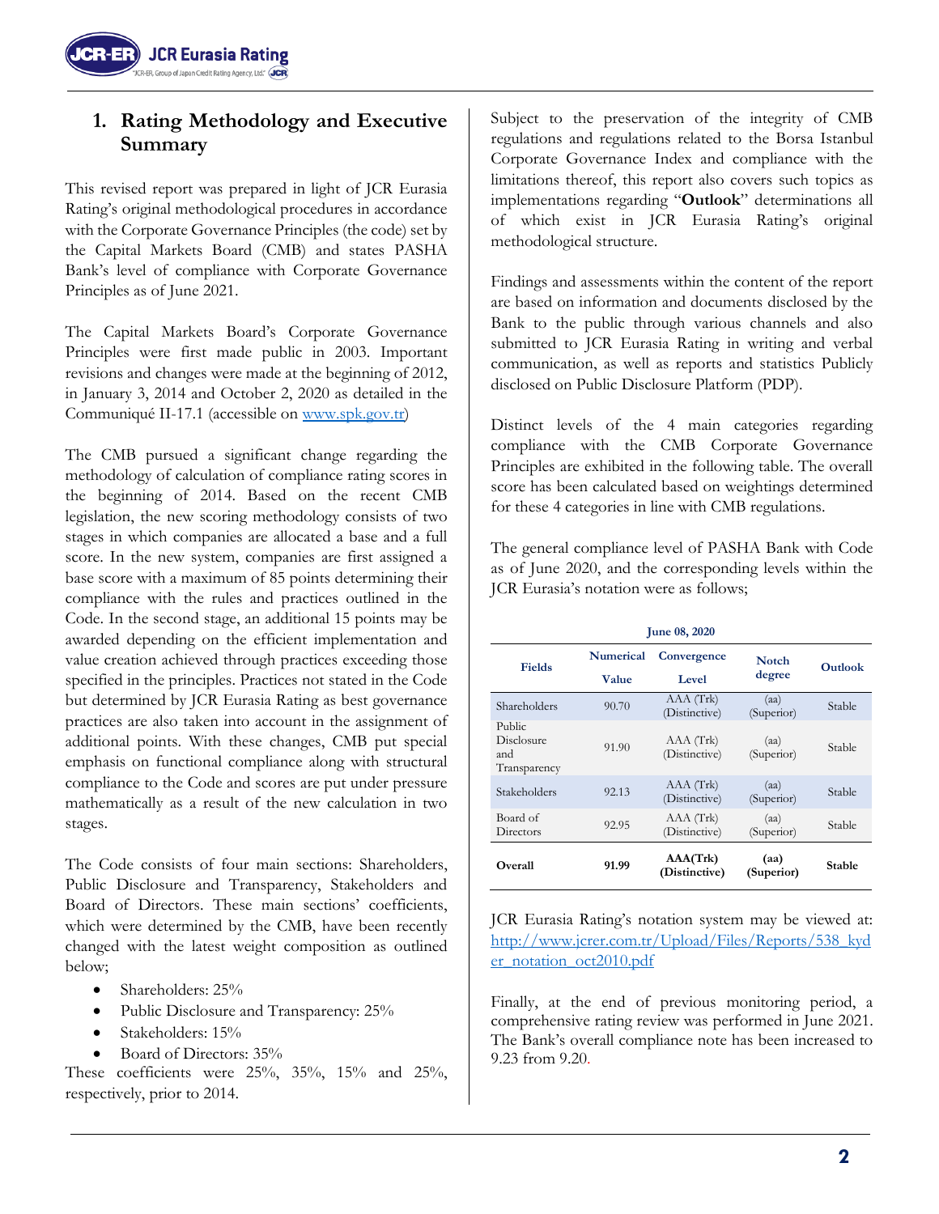# 1. Rating Methodology and Executive Summary

This revised report was prepared in light of JCR Eurasia Rating's original methodological procedures in accordance with the Corporate Governance Principles (the code) set by the Capital Markets Board (CMB) and states PASHA Bank's level of compliance with Corporate Governance Principles as of June 2021.

The Capital Markets Board's Corporate Governance Principles were first made public in 2003. Important revisions and changes were made at the beginning of 2012, in January 3, 2014 and October 2, 2020 as detailed in the Communiqué II-17.1 (accessible on [www.spk.gov.tr](www.spk.gov.tr))

The CMB pursued a significant change regarding the methodology of calculation of compliance rating scores in the beginning of 2014. Based on the recent CMB legislation, the new scoring methodology consists of two stages in which companies are allocated a base and a full score. In the new system, companies are first assigned a base score with a maximum of 85 points determining their compliance with the rules and practices outlined in the Code. In the second stage, an additional 15 points may be awarded depending on the efficient implementation and value creation achieved through practices exceeding those specified in the principles. Practices not stated in the Code but determined by JCR Eurasia Rating as best governance practices are also taken into account in the assignment of additional points. With these changes, CMB put special emphasis on functional compliance along with structural compliance to the Code and scores are put under pressure mathematically as a result of the new calculation in two stages.

The Code consists of four main sections: Shareholders, Public Disclosure and Transparency, Stakeholders and Board of Directors. These main sections' coefficients, which were determined by the CMB, have been recently changed with the latest weight composition as outlined below;

- Shareholders: 25%
- Public Disclosure and Transparency: 25%
- Stakeholders: 15%
- Board of Directors: 35%

These coefficients were 25%, 35%, 15% and 25%, respectively, prior to 2014.

Subject to the preservation of the integrity of CMB regulations and regulations related to the Borsa Istanbul Corporate Governance Index and compliance with the limitations thereof, this report also covers such topics as implementations regarding "**Outlook**" determinations all of which exist in JCR Eurasia Rating's original methodological structure.

Findings and assessments within the content of the report are based on information and documents disclosed by the Bank to the public through various channels and also submitted to JCR Eurasia Rating in writing and verbal communication, as well as reports and statistics Publicly disclosed on Public Disclosure Platform (PDP).

Distinct levels of the 4 main categories regarding compliance with the CMB Corporate Governance Principles are exhibited in the following table. The overall score has been calculated based on weightings determined for these 4 categories in line with CMB regulations.

The general compliance level of PASHA Bank with Code as of June 2020, and the corresponding levels within the JCR Eurasia's notation were as follows;

**June 08, 2020**

| Fields | Numerical Value | Convergence Level | Notch degree | Outlook |
|---|---|---|---|---|
| Shareholders | 90.70 | AAA (Trk) (Distinctive) | (aa) (Superior) | Stable |
| Public Disclosure and Transparency | 91.90 | AAA (Trk) (Distinctive) | (aa) (Superior) | Stable |
| Stakeholders | 92.13 | AAA (Trk) (Distinctive) | (aa) (Superior) | Stable |
| Board of Directors | 92.95 | AAA (Trk) (Distinctive) | (aa) (Superior) | Stable |
| **Overall** | **91.99** | **AAA(Trk) (Distinctive)** | **(aa) (Superior)** | **Stable** |

JCR Eurasia Rating's notation system may be viewed at: [http://www.jcrer.com.tr/Upload/Files/Reports/538_kyder_notation_oct2010.pdf](http://www.jcrer.com.tr/Upload/Files/Reports/538_kyder_notation_oct2010.pdf)

Finally, at the end of previous monitoring period, a comprehensive rating review was performed in June 2021. The Bank's overall compliance note has been increased to 9.23 from 9.20.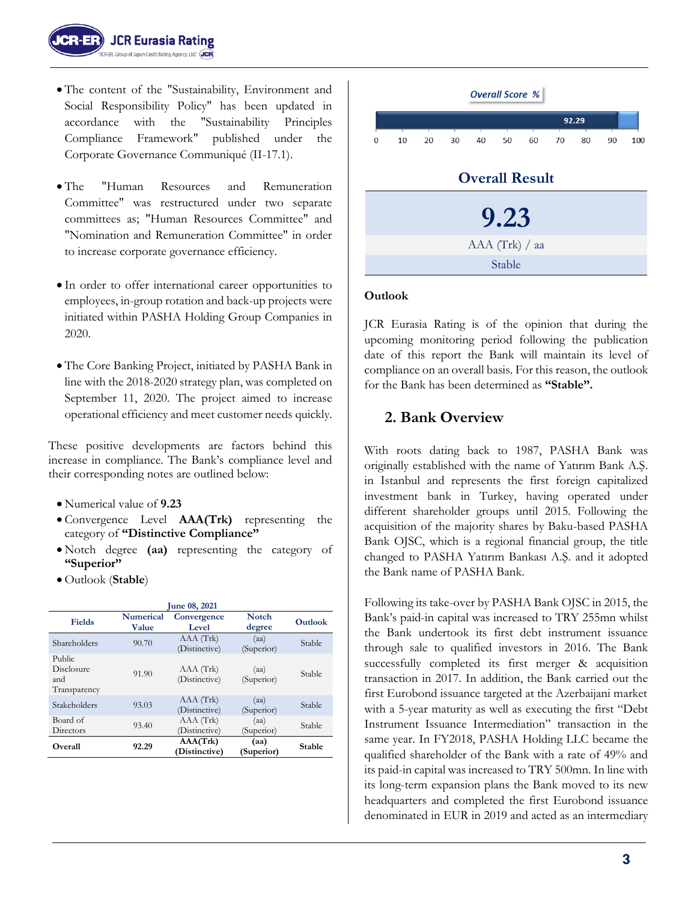- The content of the "Sustainability, Environment and Social Responsibility Policy" has been updated in accordance with the "Sustainability Principles Compliance Framework" published under the Corporate Governance Communiqué (II-17.1).
- The "Human Resources and Remuneration Committee" was restructured under two separate committees as; "Human Resources Committee" and "Nomination and Remuneration Committee" in order to increase corporate governance efficiency.
- In order to offer international career opportunities to employees, in-group rotation and back-up projects were initiated within PASHA Holding Group Companies in 2020.
- The Core Banking Project, initiated by PASHA Bank in line with the 2018-2020 strategy plan, was completed on September 11, 2020. The project aimed to increase operational efficiency and meet customer needs quickly.

These positive developments are factors behind this increase in compliance. The Bank's compliance level and their corresponding notes are outlined below:

- Numerical value of **9.23**
- Convergence Level **AAA(Trk)** representing the category of **"Distinctive Compliance"**
- Notch degree **(aa)** representing the category of **"Superior"**
- Outlook (**Stable**)

| June 08, 2021 | | | | |
|---|---|---|---|---|
| **Fields** | **Numerical Value** | **Convergence Level** | **Notch degree** | **Outlook** |
| Shareholders | 90.70 | AAA (Trk) (Distinctive) | (aa) (Superior) | Stable |
| Public Disclosure and Transparency | 91.90 | AAA (Trk) (Distinctive) | (aa) (Superior) | Stable |
| Stakeholders | 93.03 | AAA (Trk) (Distinctive) | (aa) (Superior) | Stable |
| Board of Directors | 93.40 | AAA (Trk) (Distinctive) | (aa) (Superior) | Stable |
| **Overall** | **92.29** | **AAA(Trk) (Distinctive)** | **(aa) (Superior)** | **Stable** |

**Overall Score %**

92.29

0 10 20 30 40 50 60 70 80 90 100

**Overall Result**

| **9.23** |
|---|
| AAA (Trk) / aa |
| Stable |

**Outlook**

JCR Eurasia Rating is of the opinion that during the upcoming monitoring period following the publication date of this report the Bank will maintain its level of compliance on an overall basis. For this reason, the outlook for the Bank has been determined as **"Stable".**

## 2. Bank Overview

With roots dating back to 1987, PASHA Bank was originally established with the name of Yatırım Bank A.Ş. in Istanbul and represents the first foreign capitalized investment bank in Turkey, having operated under different shareholder groups until 2015. Following the acquisition of the majority shares by Baku-based PASHA Bank OJSC, which is a regional financial group, the title changed to PASHA Yatırım Bankası A.Ş. and it adopted the Bank name of PASHA Bank.

Following its take-over by PASHA Bank OJSC in 2015, the Bank's paid-in capital was increased to TRY 255mn whilst the Bank undertook its first debt instrument issuance through sale to qualified investors in 2016. The Bank successfully completed its first merger & acquisition transaction in 2017. In addition, the Bank carried out the first Eurobond issuance targeted at the Azerbaijani market with a 5-year maturity as well as executing the first "Debt Instrument Issuance Intermediation" transaction in the same year. In FY2018, PASHA Holding LLC became the qualified shareholder of the Bank with a rate of 49% and its paid-in capital was increased to TRY 500mn. In line with its long-term expansion plans the Bank moved to its new headquarters and completed the first Eurobond issuance denominated in EUR in 2019 and acted as an intermediary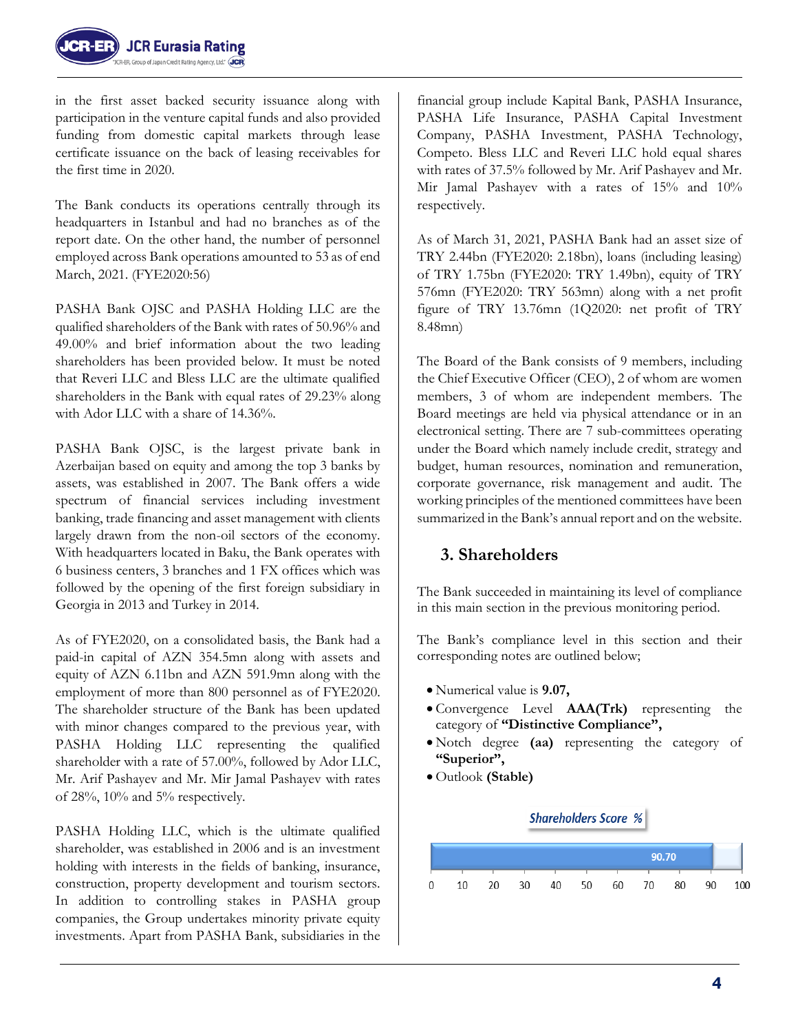in the first asset backed security issuance along with participation in the venture capital funds and also provided funding from domestic capital markets through lease certificate issuance on the back of leasing receivables for the first time in 2020.

The Bank conducts its operations centrally through its headquarters in Istanbul and had no branches as of the report date. On the other hand, the number of personnel employed across Bank operations amounted to 53 as of end March, 2021. (FYE2020:56)

PASHA Bank OJSC and PASHA Holding LLC are the qualified shareholders of the Bank with rates of 50.96% and 49.00% and brief information about the two leading shareholders has been provided below. It must be noted that Reveri LLC and Bless LLC are the ultimate qualified shareholders in the Bank with equal rates of 29.23% along with Ador LLC with a share of 14.36%.

PASHA Bank OJSC, is the largest private bank in Azerbaijan based on equity and among the top 3 banks by assets, was established in 2007. The Bank offers a wide spectrum of financial services including investment banking, trade financing and asset management with clients largely drawn from the non-oil sectors of the economy. With headquarters located in Baku, the Bank operates with 6 business centers, 3 branches and 1 FX offices which was followed by the opening of the first foreign subsidiary in Georgia in 2013 and Turkey in 2014.

As of FYE2020, on a consolidated basis, the Bank had a paid-in capital of AZN 354.5mn along with assets and equity of AZN 6.11bn and AZN 591.9mn along with the employment of more than 800 personnel as of FYE2020. The shareholder structure of the Bank has been updated with minor changes compared to the previous year, with PASHA Holding LLC representing the qualified shareholder with a rate of 57.00%, followed by Ador LLC, Mr. Arif Pashayev and Mr. Mir Jamal Pashayev with rates of 28%, 10% and 5% respectively.

PASHA Holding LLC, which is the ultimate qualified shareholder, was established in 2006 and is an investment holding with interests in the fields of banking, insurance, construction, property development and tourism sectors. In addition to controlling stakes in PASHA group companies, the Group undertakes minority private equity investments. Apart from PASHA Bank, subsidiaries in the financial group include Kapital Bank, PASHA Insurance, PASHA Life Insurance, PASHA Capital Investment Company, PASHA Investment, PASHA Technology, Competo. Bless LLC and Reveri LLC hold equal shares with rates of 37.5% followed by Mr. Arif Pashayev and Mr. Mir Jamal Pashayev with a rates of 15% and 10% respectively.

As of March 31, 2021, PASHA Bank had an asset size of TRY 2.44bn (FYE2020: 2.18bn), loans (including leasing) of TRY 1.75bn (FYE2020: TRY 1.49bn), equity of TRY 576mn (FYE2020: TRY 563mn) along with a net profit figure of TRY 13.76mn (1Q2020: net profit of TRY 8.48mn)

The Board of the Bank consists of 9 members, including the Chief Executive Officer (CEO), 2 of whom are women members, 3 of whom are independent members. The Board meetings are held via physical attendance or in an electronical setting. There are 7 sub-committees operating under the Board which namely include credit, strategy and budget, human resources, nomination and remuneration, corporate governance, risk management and audit. The working principles of the mentioned committees have been summarized in the Bank's annual report and on the website.

## 3. Shareholders

The Bank succeeded in maintaining its level of compliance in this main section in the previous monitoring period.

The Bank's compliance level in this section and their corresponding notes are outlined below;

- Numerical value is **9.07,**
- Convergence Level **AAA(Trk)** representing the category of **"Distinctive Compliance",**
- Notch degree **(aa)** representing the category of **"Superior",**
- Outlook **(Stable)**

**Shareholders Score %**

| Score | Value |
|---|---|
| Shareholders Score % | 90.70 |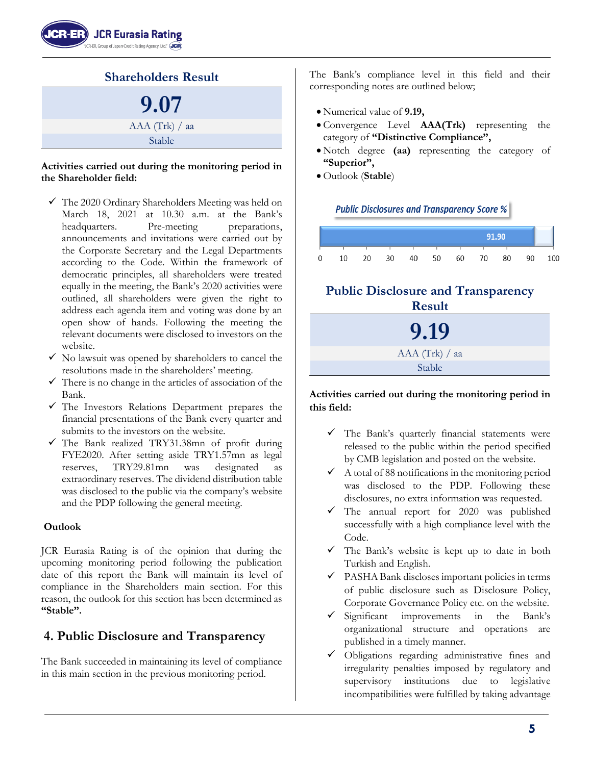## Shareholders Result

**9.07**

AAA (Trk) / aa

Stable

**Activities carried out during the monitoring period in the Shareholder field:**

- ✓ The 2020 Ordinary Shareholders Meeting was held on March 18, 2021 at 10.30 a.m. at the Bank's headquarters. Pre-meeting preparations, announcements and invitations were carried out by the Corporate Secretary and the Legal Departments according to the Code. Within the framework of democratic principles, all shareholders were treated equally in the meeting, the Bank's 2020 activities were outlined, all shareholders were given the right to address each agenda item and voting was done by an open show of hands. Following the meeting the relevant documents were disclosed to investors on the website.
- ✓ No lawsuit was opened by shareholders to cancel the resolutions made in the shareholders' meeting.
- ✓ There is no change in the articles of association of the Bank.
- ✓ The Investors Relations Department prepares the financial presentations of the Bank every quarter and submits to the investors on the website.
- ✓ The Bank realized TRY31.38mn of profit during FYE2020. After setting aside TRY1.57mn as legal reserves, TRY29.81mn was designated as extraordinary reserves. The dividend distribution table was disclosed to the public via the company's website and the PDP following the general meeting.

**Outlook**

JCR Eurasia Rating is of the opinion that during the upcoming monitoring period following the publication date of this report the Bank will maintain its level of compliance in the Shareholders main section. For this reason, the outlook for this section has been determined as **"Stable".**

## 4. Public Disclosure and Transparency

The Bank succeeded in maintaining its level of compliance in this main section in the previous monitoring period.

The Bank's compliance level in this field and their corresponding notes are outlined below;

- Numerical value of **9.19,**
- Convergence Level **AAA(Trk)** representing the category of **"Distinctive Compliance",**
- Notch degree **(aa)** representing the category of **"Superior",**
- Outlook (**Stable**)

*Public Disclosures and Transparency Score %*: 91.90

## Public Disclosure and Transparency Result

**9.19**

AAA (Trk) / aa

Stable

**Activities carried out during the monitoring period in this field:**

- ✓ The Bank's quarterly financial statements were released to the public within the period specified by CMB legislation and posted on the website.
- ✓ A total of 88 notifications in the monitoring period was disclosed to the PDP. Following these disclosures, no extra information was requested.
- ✓ The annual report for 2020 was published successfully with a high compliance level with the Code.
- ✓ The Bank's website is kept up to date in both Turkish and English.
- ✓ PASHA Bank discloses important policies in terms of public disclosure such as Disclosure Policy, Corporate Governance Policy etc. on the website.
- ✓ Significant improvements in the Bank's organizational structure and operations are published in a timely manner.
- ✓ Obligations regarding administrative fines and irregularity penalties imposed by regulatory and supervisory institutions due to legislative incompatibilities were fulfilled by taking advantage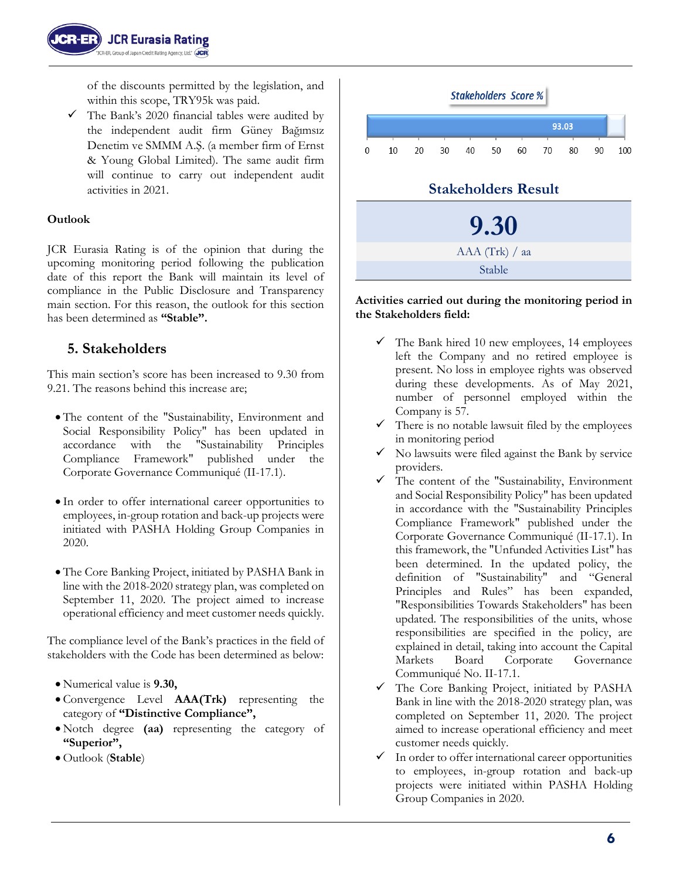of the discounts permitted by the legislation, and within this scope, TRY95k was paid.

- ✓ The Bank's 2020 financial tables were audited by the independent audit firm Güney Bağımsız Denetim ve SMMM A.Ş. (a member firm of Ernst & Young Global Limited). The same audit firm will continue to carry out independent audit activities in 2021.

**Outlook**

JCR Eurasia Rating is of the opinion that during the upcoming monitoring period following the publication date of this report the Bank will maintain its level of compliance in the Public Disclosure and Transparency main section. For this reason, the outlook for this section has been determined as **"Stable".**

## 5. Stakeholders

This main section's score has been increased to 9.30 from 9.21. The reasons behind this increase are;

- The content of the "Sustainability, Environment and Social Responsibility Policy" has been updated in accordance with the "Sustainability Principles Compliance Framework" published under the Corporate Governance Communiqué (II-17.1).

- In order to offer international career opportunities to employees, in-group rotation and back-up projects were initiated with PASHA Holding Group Companies in 2020.

- The Core Banking Project, initiated by PASHA Bank in line with the 2018-2020 strategy plan, was completed on September 11, 2020. The project aimed to increase operational efficiency and meet customer needs quickly.

The compliance level of the Bank's practices in the field of stakeholders with the Code has been determined as below:

- Numerical value is **9.30,**
- Convergence Level **AAA(Trk)** representing the category of **"Distinctive Compliance",**
- Notch degree **(aa)** representing the category of **"Superior",**
- Outlook (**Stable**)

*Stakeholders Score %*

93.03

**Stakeholders Result**

| 9.30 |
|---|
| AAA (Trk) / aa |
| Stable |

**Activities carried out during the monitoring period in the Stakeholders field:**

- ✓ The Bank hired 10 new employees, 14 employees left the Company and no retired employee is present. No loss in employee rights was observed during these developments. As of May 2021, number of personnel employed within the Company is 57.
- ✓ There is no notable lawsuit filed by the employees in monitoring period
- ✓ No lawsuits were filed against the Bank by service providers.
- ✓ The content of the "Sustainability, Environment and Social Responsibility Policy" has been updated in accordance with the "Sustainability Principles Compliance Framework" published under the Corporate Governance Communiqué (II-17.1). In this framework, the "Unfunded Activities List" has been determined. In the updated policy, the definition of "Sustainability" and "General Principles and Rules" has been expanded, "Responsibilities Towards Stakeholders" has been updated. The responsibilities of the units, whose responsibilities are specified in the policy, are explained in detail, taking into account the Capital Markets Board Corporate Governance Communiqué No. II-17.1.
- ✓ The Core Banking Project, initiated by PASHA Bank in line with the 2018-2020 strategy plan, was completed on September 11, 2020. The project aimed to increase operational efficiency and meet customer needs quickly.
- ✓ In order to offer international career opportunities to employees, in-group rotation and back-up projects were initiated within PASHA Holding Group Companies in 2020.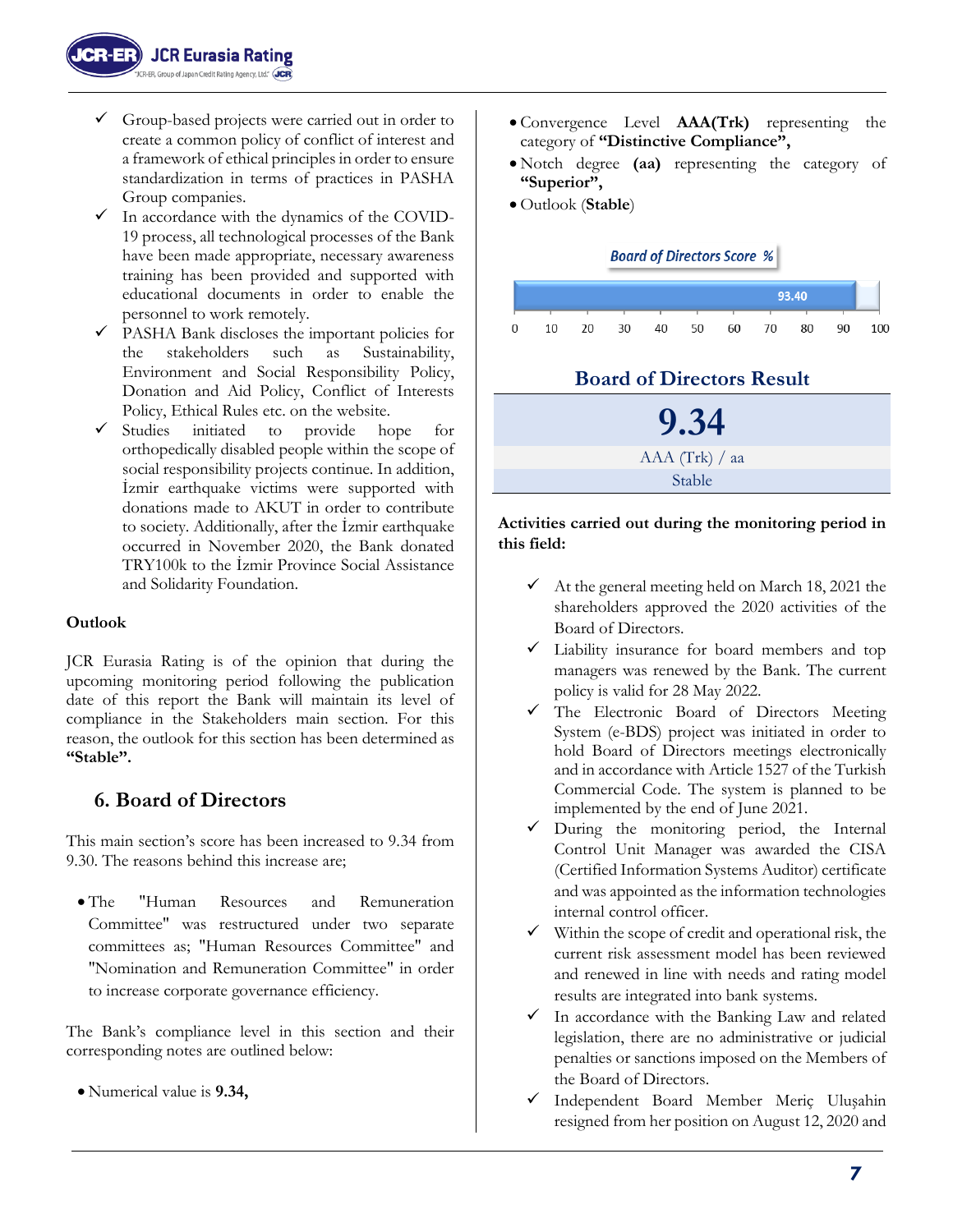- ✓ Group-based projects were carried out in order to create a common policy of conflict of interest and a framework of ethical principles in order to ensure standardization in terms of practices in PASHA Group companies.
- ✓ In accordance with the dynamics of the COVID-19 process, all technological processes of the Bank have been made appropriate, necessary awareness training has been provided and supported with educational documents in order to enable the personnel to work remotely.
- ✓ PASHA Bank discloses the important policies for the stakeholders such as Sustainability, Environment and Social Responsibility Policy, Donation and Aid Policy, Conflict of Interests Policy, Ethical Rules etc. on the website.
- ✓ Studies initiated to provide hope for orthopedically disabled people within the scope of social responsibility projects continue. In addition, İzmir earthquake victims were supported with donations made to AKUT in order to contribute to society. Additionally, after the İzmir earthquake occurred in November 2020, the Bank donated TRY100k to the İzmir Province Social Assistance and Solidarity Foundation.

**Outlook**

JCR Eurasia Rating is of the opinion that during the upcoming monitoring period following the publication date of this report the Bank will maintain its level of compliance in the Stakeholders main section. For this reason, the outlook for this section has been determined as **"Stable".**

## 6. Board of Directors

This main section's score has been increased to 9.34 from 9.30. The reasons behind this increase are;

- The "Human Resources and Remuneration Committee" was restructured under two separate committees as; "Human Resources Committee" and "Nomination and Remuneration Committee" in order to increase corporate governance efficiency.

The Bank's compliance level in this section and their corresponding notes are outlined below:

- Numerical value is **9.34,**
- Convergence Level **AAA(Trk)** representing the category of **"Distinctive Compliance",**
- Notch degree **(aa)** representing the category of **"Superior",**
- Outlook (**Stable**)

**Board of Directors Score %**

| Board of Directors Score % |
|---|
| 93.40 |

**Board of Directors Result**

| 9.34 |
|---|
| AAA (Trk) / aa |
| Stable |

**Activities carried out during the monitoring period in this field:**

- ✓ At the general meeting held on March 18, 2021 the shareholders approved the 2020 activities of the Board of Directors.
- ✓ Liability insurance for board members and top managers was renewed by the Bank. The current policy is valid for 28 May 2022.
- ✓ The Electronic Board of Directors Meeting System (e-BDS) project was initiated in order to hold Board of Directors meetings electronically and in accordance with Article 1527 of the Turkish Commercial Code. The system is planned to be implemented by the end of June 2021.
- ✓ During the monitoring period, the Internal Control Unit Manager was awarded the CISA (Certified Information Systems Auditor) certificate and was appointed as the information technologies internal control officer.
- ✓ Within the scope of credit and operational risk, the current risk assessment model has been reviewed and renewed in line with needs and rating model results are integrated into bank systems.
- ✓ In accordance with the Banking Law and related legislation, there are no administrative or judicial penalties or sanctions imposed on the Members of the Board of Directors.
- ✓ Independent Board Member Meriç Uluşahin resigned from her position on August 12, 2020 and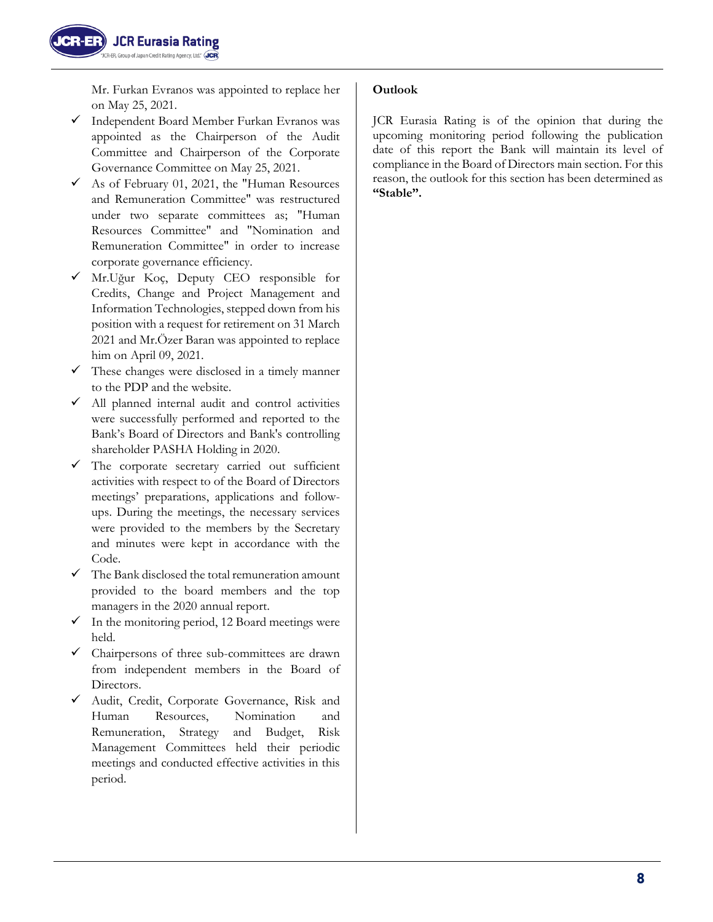Mr. Furkan Evranos was appointed to replace her on May 25, 2021.

- ✓ Independent Board Member Furkan Evranos was appointed as the Chairperson of the Audit Committee and Chairperson of the Corporate Governance Committee on May 25, 2021.
- ✓ As of February 01, 2021, the "Human Resources and Remuneration Committee" was restructured under two separate committees as; "Human Resources Committee" and "Nomination and Remuneration Committee" in order to increase corporate governance efficiency.
- ✓ Mr.Uğur Koç, Deputy CEO responsible for Credits, Change and Project Management and Information Technologies, stepped down from his position with a request for retirement on 31 March 2021 and Mr.Özer Baran was appointed to replace him on April 09, 2021.
- ✓ These changes were disclosed in a timely manner to the PDP and the website.
- ✓ All planned internal audit and control activities were successfully performed and reported to the Bank's Board of Directors and Bank's controlling shareholder PASHA Holding in 2020.
- ✓ The corporate secretary carried out sufficient activities with respect to of the Board of Directors meetings' preparations, applications and follow-ups. During the meetings, the necessary services were provided to the members by the Secretary and minutes were kept in accordance with the Code.
- ✓ The Bank disclosed the total remuneration amount provided to the board members and the top managers in the 2020 annual report.
- ✓ In the monitoring period, 12 Board meetings were held.
- ✓ Chairpersons of three sub-committees are drawn from independent members in the Board of Directors.
- ✓ Audit, Credit, Corporate Governance, Risk and Human Resources, Nomination and Remuneration, Strategy and Budget, Risk Management Committees held their periodic meetings and conducted effective activities in this period.

**Outlook**

JCR Eurasia Rating is of the opinion that during the upcoming monitoring period following the publication date of this report the Bank will maintain its level of compliance in the Board of Directors main section. For this reason, the outlook for this section has been determined as **"Stable".**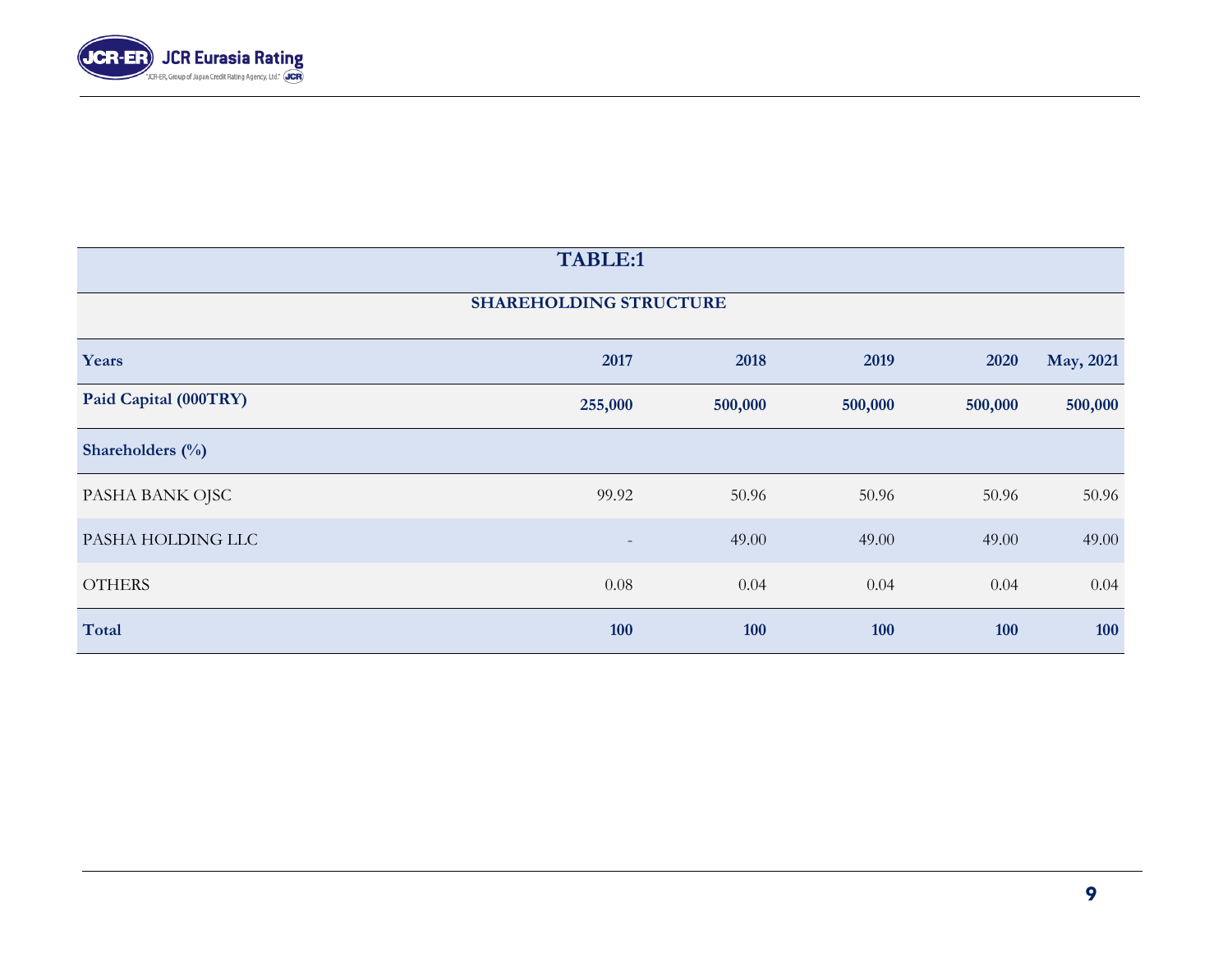**TABLE:1**

**SHAREHOLDING STRUCTURE**

| Years | 2017 | 2018 | 2019 | 2020 | May, 2021 |
|---|---|---|---|---|---|
| **Paid Capital (000TRY)** | **255,000** | **500,000** | **500,000** | **500,000** | **500,000** |
| **Shareholders (%)** | | | | | |
| PASHA BANK OJSC | 99.92 | 50.96 | 50.96 | 50.96 | 50.96 |
| PASHA HOLDING LLC | - | 49.00 | 49.00 | 49.00 | 49.00 |
| OTHERS | 0.08 | 0.04 | 0.04 | 0.04 | 0.04 |
| **Total** | **100** | **100** | **100** | **100** | **100** |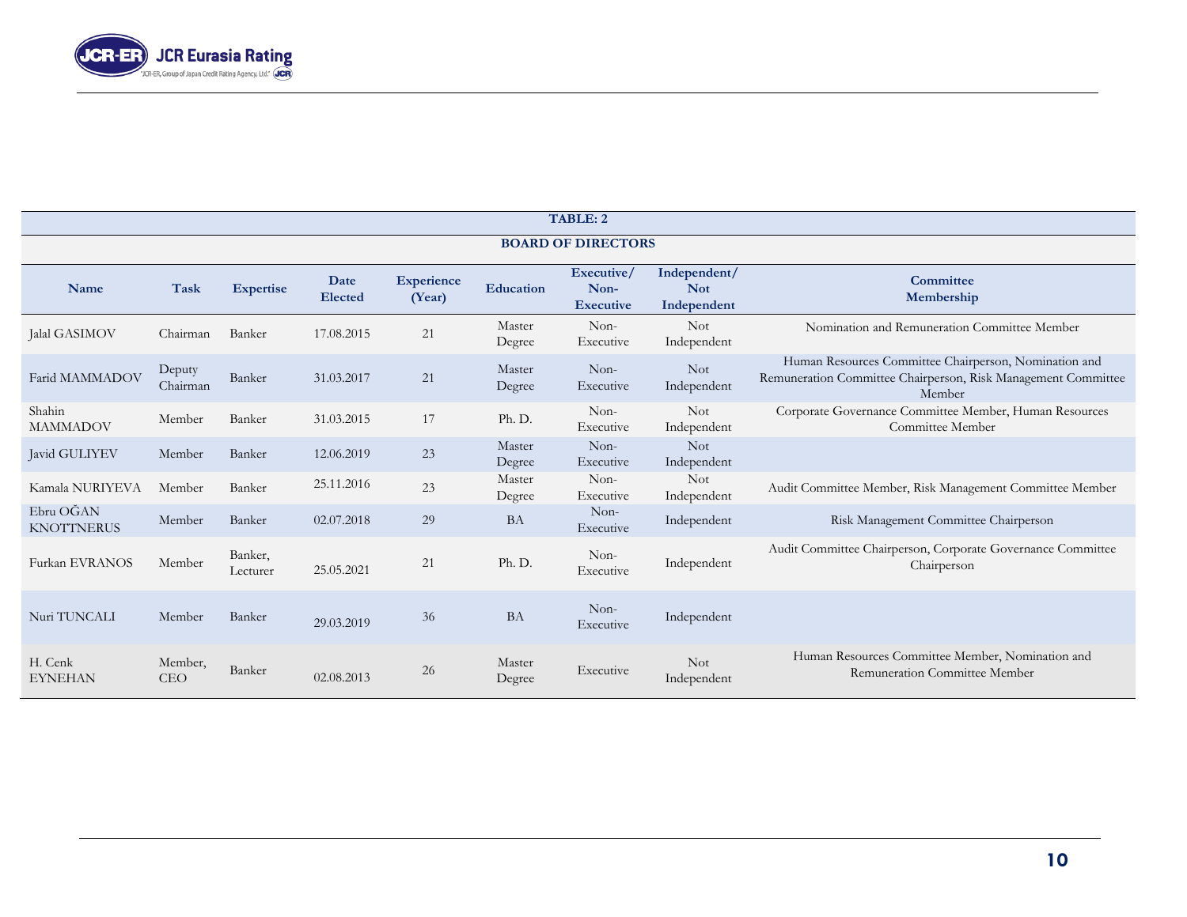**TABLE: 2**

**BOARD OF DIRECTORS**

| Name | Task | Expertise | Date Elected | Experience (Year) | Education | Executive/ Non-Executive | Independent/ Not Independent | Committee Membership |
|---|---|---|---|---|---|---|---|---|
| Jalal GASIMOV | Chairman | Banker | 17.08.2015 | 21 | Master Degree | Non-Executive | Not Independent | Nomination and Remuneration Committee Member |
| Farid MAMMADOV | Deputy Chairman | Banker | 31.03.2017 | 21 | Master Degree | Non-Executive | Not Independent | Human Resources Committee Chairperson, Nomination and Remuneration Committee Chairperson, Risk Management Committee Member |
| Shahin MAMMADOV | Member | Banker | 31.03.2015 | 17 | Ph. D. | Non-Executive | Not Independent | Corporate Governance Committee Member, Human Resources Committee Member |
| Javid GULIYEV | Member | Banker | 12.06.2019 | 23 | Master Degree | Non-Executive | Not Independent | |
| Kamala NURIYEVA | Member | Banker | 25.11.2016 | 23 | Master Degree | Non-Executive | Not Independent | Audit Committee Member, Risk Management Committee Member |
| Ebru OĞAN KNOTTNERUS | Member | Banker | 02.07.2018 | 29 | BA | Non-Executive | Independent | Risk Management Committee Chairperson |
| Furkan EVRANOS | Member | Banker, Lecturer | 25.05.2021 | 21 | Ph. D. | Non-Executive | Independent | Audit Committee Chairperson, Corporate Governance Committee Chairperson |
| Nuri TUNCALI | Member | Banker | 29.03.2019 | 36 | BA | Non-Executive | Independent | |
| H. Cenk EYNEHAN | Member, CEO | Banker | 02.08.2013 | 26 | Master Degree | Executive | Not Independent | Human Resources Committee Member, Nomination and Remuneration Committee Member |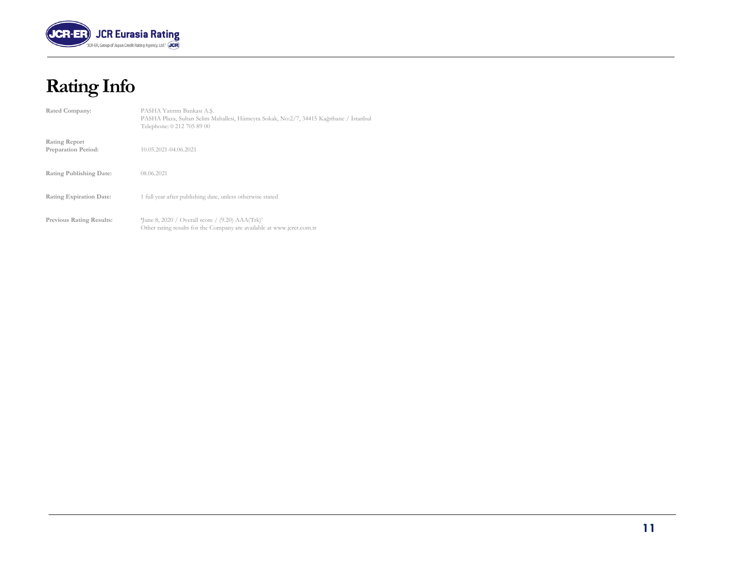# Rating Info

| | |
|---|---|
| **Rated Company:** | PASHA Yatırım Bankası A.Ş.<br>PASHA Plaza, Sultan Selim Mahallesi, Hümeyra Sokak, No:2/7, 34415 Kağıthane / İstanbul<br>Telephone: 0 212 705 89 00 |
| **Rating Report Preparation Period:** | 10.05.2021-04.06.2021 |
| **Rating Publishing Date:** | 08.06.2021 |
| **Rating Expiration Date:** | 1 full year after publishing date, unless otherwise stated |
| **Previous Rating Results:** | 'June 8, 2020 / Overall score / (9.20) AAA(Trk)'<br>Other rating results for the Company are available at www.jcrer.com.tr |